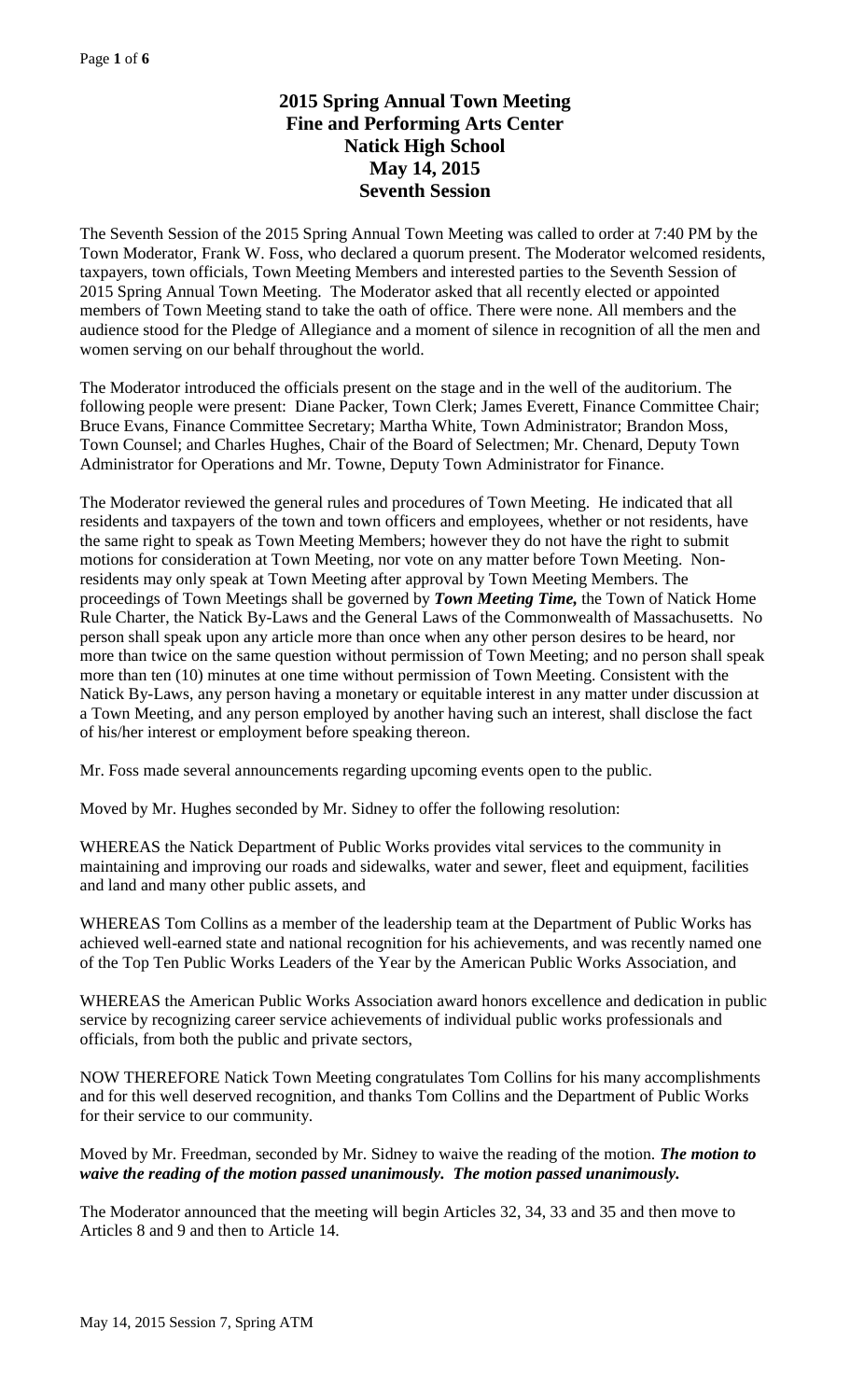# 2015 Spring Annual Town Meeting
# Fine and Performing Arts Center
# Natick High School
# May 14, 2015
# Seventh Session

The Seventh Session of the 2015 Spring Annual Town Meeting was called to order at 7:40 PM by the Town Moderator, Frank W. Foss, who declared a quorum present. The Moderator welcomed residents, taxpayers, town officials, Town Meeting Members and interested parties to the Seventh Session of 2015 Spring Annual Town Meeting. The Moderator asked that all recently elected or appointed members of Town Meeting stand to take the oath of office. There were none. All members and the audience stood for the Pledge of Allegiance and a moment of silence in recognition of all the men and women serving on our behalf throughout the world.

The Moderator introduced the officials present on the stage and in the well of the auditorium. The following people were present: Diane Packer, Town Clerk; James Everett, Finance Committee Chair; Bruce Evans, Finance Committee Secretary; Martha White, Town Administrator; Brandon Moss, Town Counsel; and Charles Hughes, Chair of the Board of Selectmen; Mr. Chenard, Deputy Town Administrator for Operations and Mr. Towne, Deputy Town Administrator for Finance.

The Moderator reviewed the general rules and procedures of Town Meeting. He indicated that all residents and taxpayers of the town and town officers and employees, whether or not residents, have the same right to speak as Town Meeting Members; however they do not have the right to submit motions for consideration at Town Meeting, nor vote on any matter before Town Meeting. Non-residents may only speak at Town Meeting after approval by Town Meeting Members. The proceedings of Town Meetings shall be governed by ***Town Meeting Time,*** the Town of Natick Home Rule Charter, the Natick By-Laws and the General Laws of the Commonwealth of Massachusetts. No person shall speak upon any article more than once when any other person desires to be heard, nor more than twice on the same question without permission of Town Meeting; and no person shall speak more than ten (10) minutes at one time without permission of Town Meeting. Consistent with the Natick By-Laws, any person having a monetary or equitable interest in any matter under discussion at a Town Meeting, and any person employed by another having such an interest, shall disclose the fact of his/her interest or employment before speaking thereon.

Mr. Foss made several announcements regarding upcoming events open to the public.

Moved by Mr. Hughes seconded by Mr. Sidney to offer the following resolution:

WHEREAS the Natick Department of Public Works provides vital services to the community in maintaining and improving our roads and sidewalks, water and sewer, fleet and equipment, facilities and land and many other public assets, and

WHEREAS Tom Collins as a member of the leadership team at the Department of Public Works has achieved well-earned state and national recognition for his achievements, and was recently named one of the Top Ten Public Works Leaders of the Year by the American Public Works Association, and

WHEREAS the American Public Works Association award honors excellence and dedication in public service by recognizing career service achievements of individual public works professionals and officials, from both the public and private sectors,

NOW THEREFORE Natick Town Meeting congratulates Tom Collins for his many accomplishments and for this well deserved recognition, and thanks Tom Collins and the Department of Public Works for their service to our community.

Moved by Mr. Freedman, seconded by Mr. Sidney to waive the reading of the motion. ***The motion to waive the reading of the motion passed unanimously. The motion passed unanimously.***

The Moderator announced that the meeting will begin Articles 32, 34, 33 and 35 and then move to Articles 8 and 9 and then to Article 14.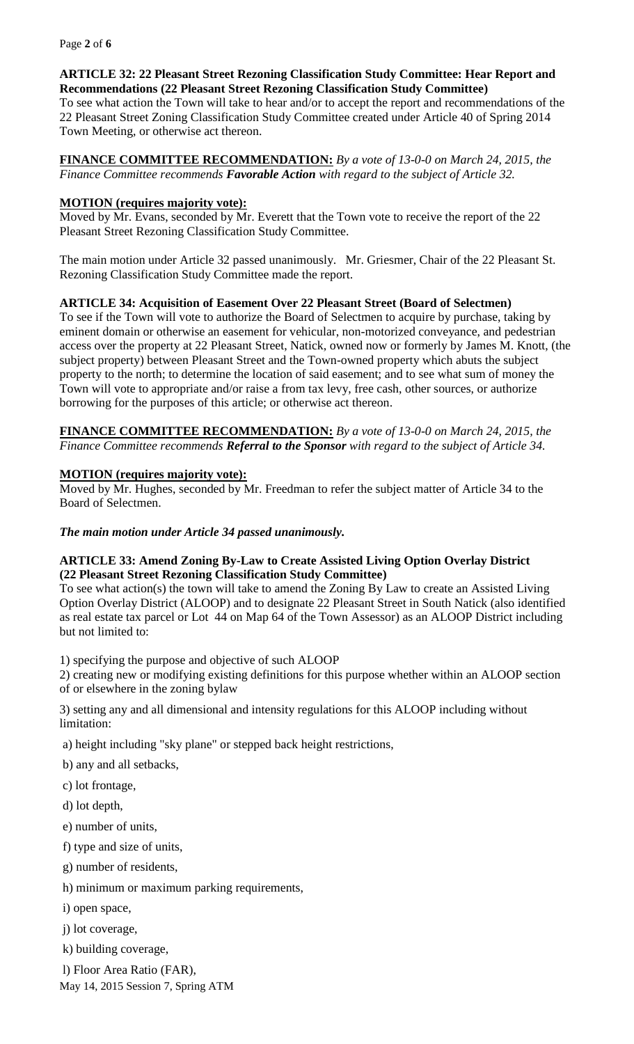**ARTICLE 32: 22 Pleasant Street Rezoning Classification Study Committee: Hear Report and Recommendations (22 Pleasant Street Rezoning Classification Study Committee)**

To see what action the Town will take to hear and/or to accept the report and recommendations of the 22 Pleasant Street Zoning Classification Study Committee created under Article 40 of Spring 2014 Town Meeting, or otherwise act thereon.

**FINANCE COMMITTEE RECOMMENDATION:** *By a vote of 13-0-0 on March 24, 2015, the Finance Committee recommends **Favorable Action** with regard to the subject of Article 32.*

**MOTION (requires majority vote):**

Moved by Mr. Evans, seconded by Mr. Everett that the Town vote to receive the report of the 22 Pleasant Street Rezoning Classification Study Committee.

The main motion under Article 32 passed unanimously. Mr. Griesmer, Chair of the 22 Pleasant St. Rezoning Classification Study Committee made the report.

**ARTICLE 34: Acquisition of Easement Over 22 Pleasant Street (Board of Selectmen)**

To see if the Town will vote to authorize the Board of Selectmen to acquire by purchase, taking by eminent domain or otherwise an easement for vehicular, non-motorized conveyance, and pedestrian access over the property at 22 Pleasant Street, Natick, owned now or formerly by James M. Knott, (the subject property) between Pleasant Street and the Town-owned property which abuts the subject property to the north; to determine the location of said easement; and to see what sum of money the Town will vote to appropriate and/or raise a from tax levy, free cash, other sources, or authorize borrowing for the purposes of this article; or otherwise act thereon.

**FINANCE COMMITTEE RECOMMENDATION:** *By a vote of 13-0-0 on March 24, 2015, the Finance Committee recommends **Referral to the Sponsor** with regard to the subject of Article 34.*

**MOTION (requires majority vote):**

Moved by Mr. Hughes, seconded by Mr. Freedman to refer the subject matter of Article 34 to the Board of Selectmen.

***The main motion under Article 34 passed unanimously.***

**ARTICLE 33: Amend Zoning By-Law to Create Assisted Living Option Overlay District (22 Pleasant Street Rezoning Classification Study Committee)**

To see what action(s) the town will take to amend the Zoning By Law to create an Assisted Living Option Overlay District (ALOOP) and to designate 22 Pleasant Street in South Natick (also identified as real estate tax parcel or Lot 44 on Map 64 of the Town Assessor) as an ALOOP District including but not limited to:

1) specifying the purpose and objective of such ALOOP

2) creating new or modifying existing definitions for this purpose whether within an ALOOP section of or elsewhere in the zoning bylaw

3) setting any and all dimensional and intensity regulations for this ALOOP including without limitation:

a) height including "sky plane" or stepped back height restrictions,

b) any and all setbacks,

c) lot frontage,

d) lot depth,

e) number of units,

f) type and size of units,

g) number of residents,

h) minimum or maximum parking requirements,

i) open space,

j) lot coverage,

k) building coverage,

l) Floor Area Ratio (FAR),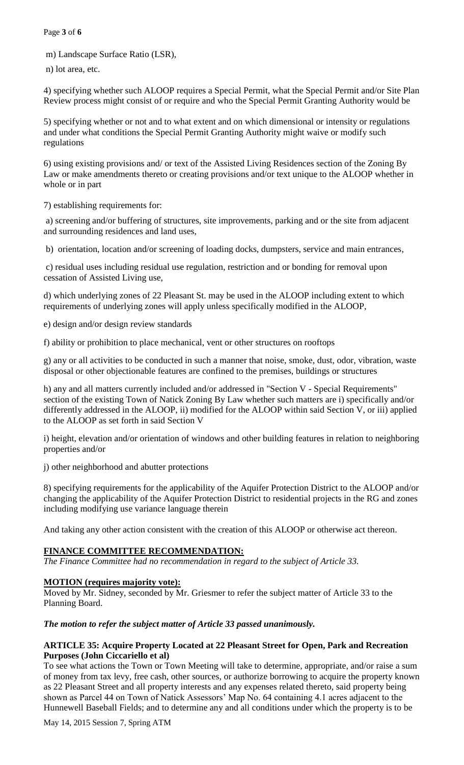m) Landscape Surface Ratio (LSR),

n) lot area, etc.

4) specifying whether such ALOOP requires a Special Permit, what the Special Permit and/or Site Plan Review process might consist of or require and who the Special Permit Granting Authority would be

5) specifying whether or not and to what extent and on which dimensional or intensity or regulations and under what conditions the Special Permit Granting Authority might waive or modify such regulations

6) using existing provisions and/ or text of the Assisted Living Residences section of the Zoning By Law or make amendments thereto or creating provisions and/or text unique to the ALOOP whether in whole or in part

7) establishing requirements for:

a) screening and/or buffering of structures, site improvements, parking and or the site from adjacent and surrounding residences and land uses,

b) orientation, location and/or screening of loading docks, dumpsters, service and main entrances,

c) residual uses including residual use regulation, restriction and or bonding for removal upon cessation of Assisted Living use,

d) which underlying zones of 22 Pleasant St. may be used in the ALOOP including extent to which requirements of underlying zones will apply unless specifically modified in the ALOOP,

e) design and/or design review standards

f) ability or prohibition to place mechanical, vent or other structures on rooftops

g) any or all activities to be conducted in such a manner that noise, smoke, dust, odor, vibration, waste disposal or other objectionable features are confined to the premises, buildings or structures

h) any and all matters currently included and/or addressed in "Section V - Special Requirements" section of the existing Town of Natick Zoning By Law whether such matters are i) specifically and/or differently addressed in the ALOOP, ii) modified for the ALOOP within said Section V, or iii) applied to the ALOOP as set forth in said Section V

i) height, elevation and/or orientation of windows and other building features in relation to neighboring properties and/or

j) other neighborhood and abutter protections

8) specifying requirements for the applicability of the Aquifer Protection District to the ALOOP and/or changing the applicability of the Aquifer Protection District to residential projects in the RG and zones including modifying use variance language therein

And taking any other action consistent with the creation of this ALOOP or otherwise act thereon.

**FINANCE COMMITTEE RECOMMENDATION:**

*The Finance Committee had no recommendation in regard to the subject of Article 33.*

**MOTION (requires majority vote):**

Moved by Mr. Sidney, seconded by Mr. Griesmer to refer the subject matter of Article 33 to the Planning Board.

***The motion to refer the subject matter of Article 33 passed unanimously.***

**ARTICLE 35: Acquire Property Located at 22 Pleasant Street for Open, Park and Recreation Purposes (John Ciccariello et al)**

To see what actions the Town or Town Meeting will take to determine, appropriate, and/or raise a sum of money from tax levy, free cash, other sources, or authorize borrowing to acquire the property known as 22 Pleasant Street and all property interests and any expenses related thereto, said property being shown as Parcel 44 on Town of Natick Assessors' Map No. 64 containing 4.1 acres adjacent to the Hunnewell Baseball Fields; and to determine any and all conditions under which the property is to be

May 14, 2015 Session 7, Spring ATM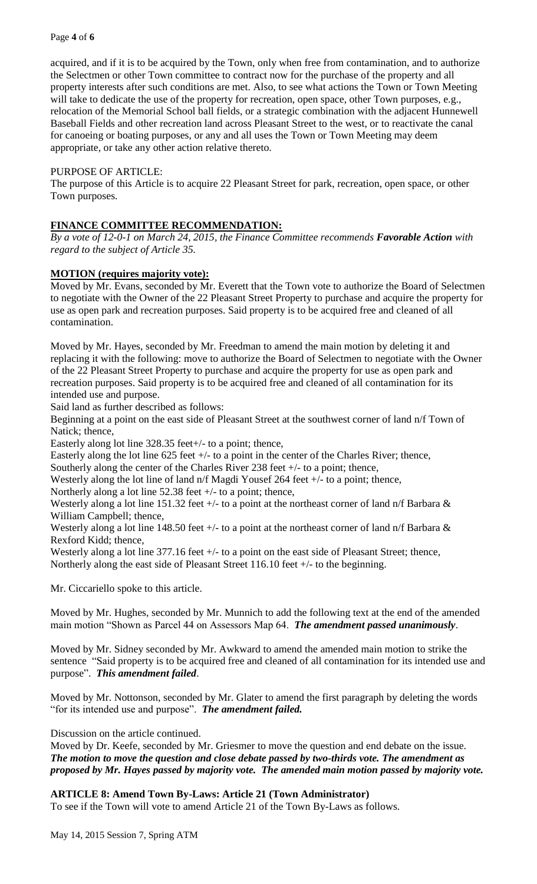acquired, and if it is to be acquired by the Town, only when free from contamination, and to authorize the Selectmen or other Town committee to contract now for the purchase of the property and all property interests after such conditions are met. Also, to see what actions the Town or Town Meeting will take to dedicate the use of the property for recreation, open space, other Town purposes, e.g., relocation of the Memorial School ball fields, or a strategic combination with the adjacent Hunnewell Baseball Fields and other recreation land across Pleasant Street to the west, or to reactivate the canal for canoeing or boating purposes, or any and all uses the Town or Town Meeting may deem appropriate, or take any other action relative thereto.

PURPOSE OF ARTICLE:

The purpose of this Article is to acquire 22 Pleasant Street for park, recreation, open space, or other Town purposes.

**FINANCE COMMITTEE RECOMMENDATION:**

*By a vote of 12-0-1 on March 24, 2015, the Finance Committee recommends* ***Favorable Action*** *with regard to the subject of Article 35.*

**MOTION (requires majority vote):**

Moved by Mr. Evans, seconded by Mr. Everett that the Town vote to authorize the Board of Selectmen to negotiate with the Owner of the 22 Pleasant Street Property to purchase and acquire the property for use as open park and recreation purposes. Said property is to be acquired free and cleaned of all contamination.

Moved by Mr. Hayes, seconded by Mr. Freedman to amend the main motion by deleting it and replacing it with the following: move to authorize the Board of Selectmen to negotiate with the Owner of the 22 Pleasant Street Property to purchase and acquire the property for use as open park and recreation purposes. Said property is to be acquired free and cleaned of all contamination for its intended use and purpose.

Said land as further described as follows:

Beginning at a point on the east side of Pleasant Street at the southwest corner of land n/f Town of Natick; thence,

Easterly along lot line 328.35 feet+/- to a point; thence,

Easterly along the lot line 625 feet +/- to a point in the center of the Charles River; thence,

Southerly along the center of the Charles River 238 feet +/- to a point; thence,

Westerly along the lot line of land n/f Magdi Yousef 264 feet +/- to a point; thence,

Northerly along a lot line 52.38 feet +/- to a point; thence,

Westerly along a lot line 151.32 feet +/- to a point at the northeast corner of land n/f Barbara & William Campbell; thence,

Westerly along a lot line 148.50 feet +/- to a point at the northeast corner of land n/f Barbara & Rexford Kidd; thence,

Westerly along a lot line 377.16 feet +/- to a point on the east side of Pleasant Street; thence,

Northerly along the east side of Pleasant Street 116.10 feet +/- to the beginning.

Mr. Ciccariello spoke to this article.

Moved by Mr. Hughes, seconded by Mr. Munnich to add the following text at the end of the amended main motion "Shown as Parcel 44 on Assessors Map 64. ***The amendment passed unanimously***.

Moved by Mr. Sidney seconded by Mr. Awkward to amend the amended main motion to strike the sentence "Said property is to be acquired free and cleaned of all contamination for its intended use and purpose". ***This amendment failed***.

Moved by Mr. Nottonson, seconded by Mr. Glater to amend the first paragraph by deleting the words "for its intended use and purpose". ***The amendment failed.***

Discussion on the article continued.

Moved by Dr. Keefe, seconded by Mr. Griesmer to move the question and end debate on the issue. ***The motion to move the question and close debate passed by two-thirds vote. The amendment as proposed by Mr. Hayes passed by majority vote. The amended main motion passed by majority vote.***

**ARTICLE 8: Amend Town By-Laws: Article 21 (Town Administrator)**

To see if the Town will vote to amend Article 21 of the Town By-Laws as follows.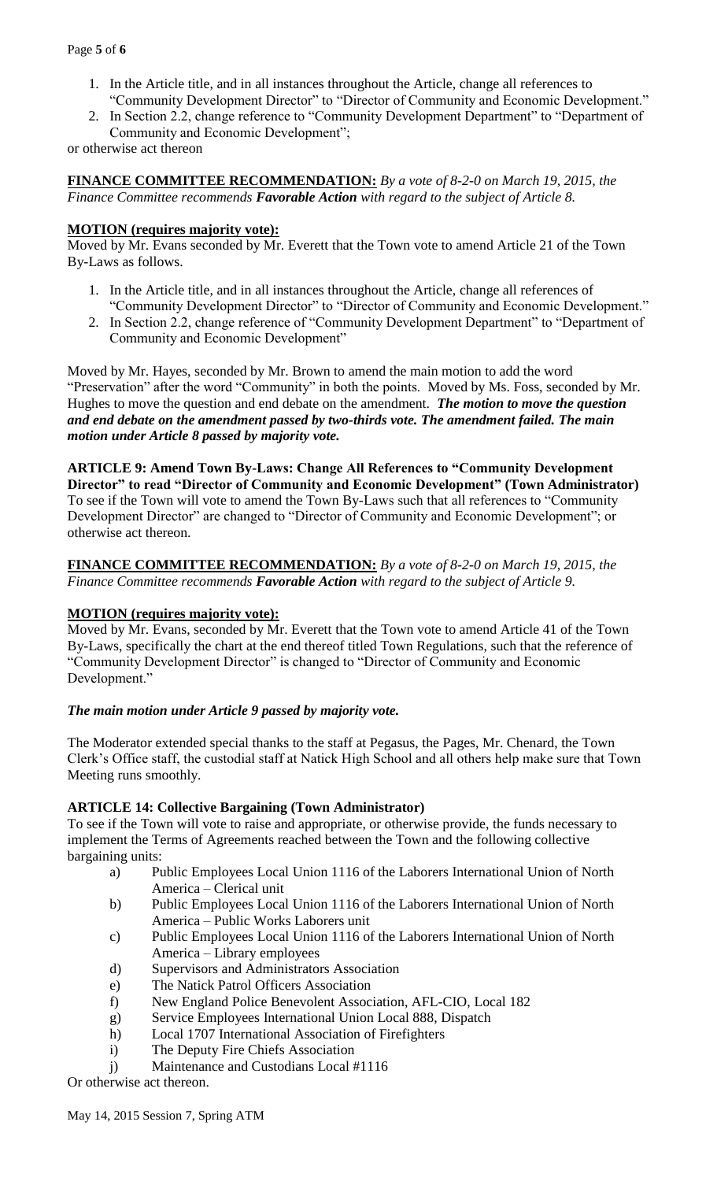1. In the Article title, and in all instances throughout the Article, change all references to "Community Development Director" to "Director of Community and Economic Development."
2. In Section 2.2, change reference to "Community Development Department" to "Department of Community and Economic Development";

or otherwise act thereon

**FINANCE COMMITTEE RECOMMENDATION:** *By a vote of 8-2-0 on March 19, 2015, the Finance Committee recommends **Favorable Action** with regard to the subject of Article 8.*

**MOTION (requires majority vote):**

Moved by Mr. Evans seconded by Mr. Everett that the Town vote to amend Article 21 of the Town By-Laws as follows.

1. In the Article title, and in all instances throughout the Article, change all references of "Community Development Director" to "Director of Community and Economic Development."
2. In Section 2.2, change reference of "Community Development Department" to "Department of Community and Economic Development"

Moved by Mr. Hayes, seconded by Mr. Brown to amend the main motion to add the word "Preservation" after the word "Community" in both the points. Moved by Ms. Foss, seconded by Mr. Hughes to move the question and end debate on the amendment. ***The motion to move the question and end debate on the amendment passed by two-thirds vote. The amendment failed. The main motion under Article 8 passed by majority vote.***

**ARTICLE 9: Amend Town By-Laws: Change All References to "Community Development Director" to read "Director of Community and Economic Development" (Town Administrator)**

To see if the Town will vote to amend the Town By-Laws such that all references to "Community Development Director" are changed to "Director of Community and Economic Development"; or otherwise act thereon.

**FINANCE COMMITTEE RECOMMENDATION:** *By a vote of 8-2-0 on March 19, 2015, the Finance Committee recommends **Favorable Action** with regard to the subject of Article 9.*

**MOTION (requires majority vote):**

Moved by Mr. Evans, seconded by Mr. Everett that the Town vote to amend Article 41 of the Town By-Laws, specifically the chart at the end thereof titled Town Regulations, such that the reference of "Community Development Director" is changed to "Director of Community and Economic Development."

***The main motion under Article 9 passed by majority vote.***

The Moderator extended special thanks to the staff at Pegasus, the Pages, Mr. Chenard, the Town Clerk's Office staff, the custodial staff at Natick High School and all others help make sure that Town Meeting runs smoothly.

**ARTICLE 14: Collective Bargaining (Town Administrator)**

To see if the Town will vote to raise and appropriate, or otherwise provide, the funds necessary to implement the Terms of Agreements reached between the Town and the following collective bargaining units:

a) Public Employees Local Union 1116 of the Laborers International Union of North America – Clerical unit
b) Public Employees Local Union 1116 of the Laborers International Union of North America – Public Works Laborers unit
c) Public Employees Local Union 1116 of the Laborers International Union of North America – Library employees
d) Supervisors and Administrators Association
e) The Natick Patrol Officers Association
f) New England Police Benevolent Association, AFL-CIO, Local 182
g) Service Employees International Union Local 888, Dispatch
h) Local 1707 International Association of Firefighters
i) The Deputy Fire Chiefs Association
j) Maintenance and Custodians Local #1116

Or otherwise act thereon.

May 14, 2015 Session 7, Spring ATM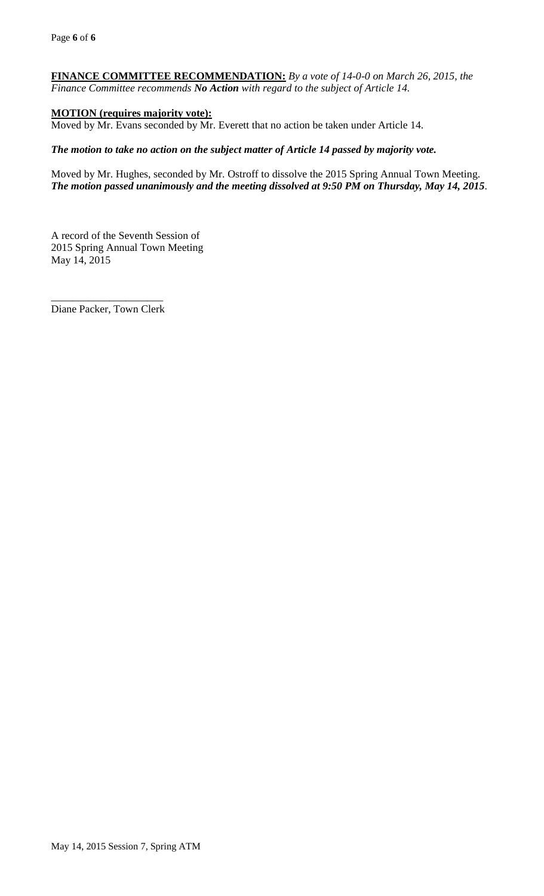**<u>FINANCE COMMITTEE RECOMMENDATION:</u>** *By a vote of 14-0-0 on March 26, 2015, the Finance Committee recommends **No Action** with regard to the subject of Article 14.*

**<u>MOTION (requires majority vote):</u>**
Moved by Mr. Evans seconded by Mr. Everett that no action be taken under Article 14.

***The motion to take no action on the subject matter of Article 14 passed by majority vote.***

Moved by Mr. Hughes, seconded by Mr. Ostroff to dissolve the 2015 Spring Annual Town Meeting. ***The motion passed unanimously and the meeting dissolved at 9:50 PM on Thursday, May 14, 2015***.

A record of the Seventh Session of
2015 Spring Annual Town Meeting
May 14, 2015

\_\_\_\_\_\_\_\_\_\_\_\_\_\_\_\_\_\_\_\_\_\_
Diane Packer, Town Clerk